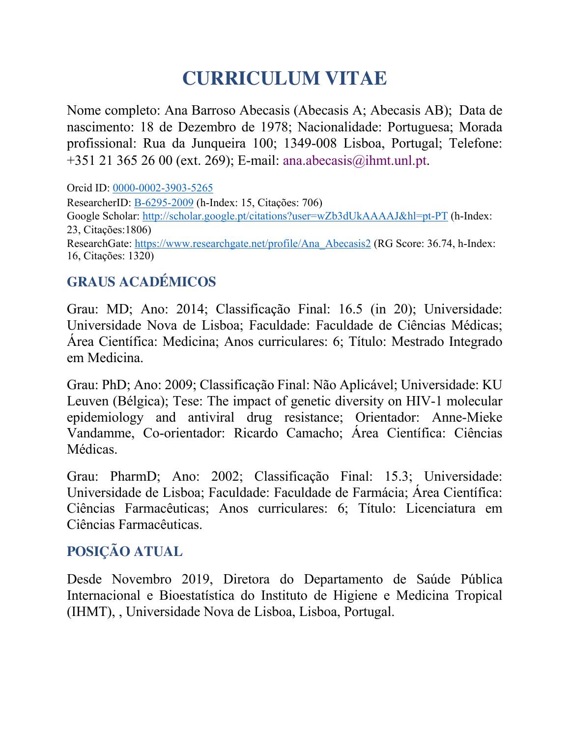# CURRICULUM VITAE

Nome completo: Ana Barroso Abecasis (Abecasis A; Abecasis AB); Data de nascimento: 18 de Dezembro de 1978; Nacionalidade: Portuguesa; Morada profissional: Rua da Junqueira 100; 1349-008 Lisboa, Portugal; Telefone: +351 21 365 26 00 (ext. 269); E-mail: ana.abecasis@ihmt.unl.pt.

Orcid ID: 0000-0002-3903-5265
ResearcherID: B-6295-2009 (h-Index: 15, Citações: 706)
Google Scholar: http://scholar.google.pt/citations?user=wZb3dUkAAAAJ&hl=pt-PT (h-Index: 23, Citações:1806)
ResearchGate: https://www.researchgate.net/profile/Ana_Abecasis2 (RG Score: 36.74, h-Index: 16, Citações: 1320)

## GRAUS ACADÉMICOS

Grau: MD; Ano: 2014; Classificação Final: 16.5 (in 20); Universidade: Universidade Nova de Lisboa; Faculdade: Faculdade de Ciências Médicas; Área Científica: Medicina; Anos curriculares: 6; Título: Mestrado Integrado em Medicina.

Grau: PhD; Ano: 2009; Classificação Final: Não Aplicável; Universidade: KU Leuven (Bélgica); Tese: The impact of genetic diversity on HIV-1 molecular epidemiology and antiviral drug resistance; Orientador: Anne-Mieke Vandamme, Co-orientador: Ricardo Camacho; Área Científica: Ciências Médicas.

Grau: PharmD; Ano: 2002; Classificação Final: 15.3; Universidade: Universidade de Lisboa; Faculdade: Faculdade de Farmácia; Área Científica: Ciências Farmacêuticas; Anos curriculares: 6; Título: Licenciatura em Ciências Farmacêuticas.

## POSIÇÃO ATUAL

Desde Novembro 2019, Diretora do Departamento de Saúde Pública Internacional e Bioestatística do Instituto de Higiene e Medicina Tropical (IHMT), , Universidade Nova de Lisboa, Lisboa, Portugal.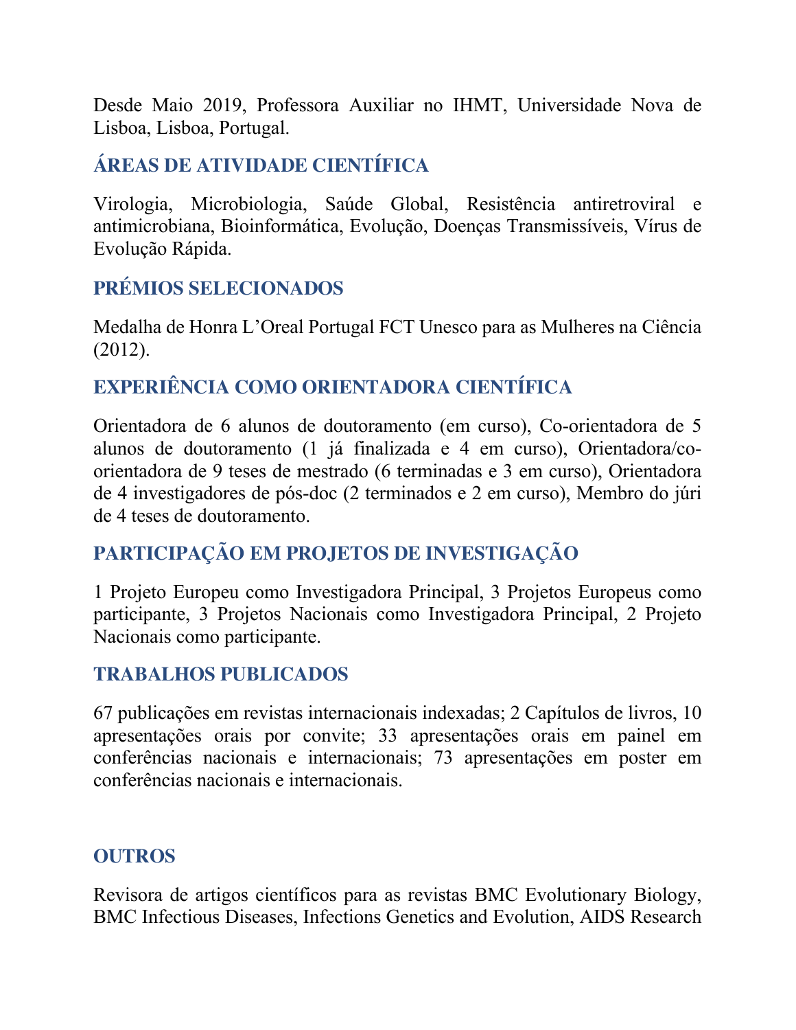Desde Maio 2019, Professora Auxiliar no IHMT, Universidade Nova de Lisboa, Lisboa, Portugal.

## ÁREAS DE ATIVIDADE CIENTÍFICA

Virologia, Microbiologia, Saúde Global, Resistência antiretroviral e antimicrobiana, Bioinformática, Evolução, Doenças Transmissíveis, Vírus de Evolução Rápida.

## PRÉMIOS SELECIONADOS

Medalha de Honra L'Oreal Portugal FCT Unesco para as Mulheres na Ciência (2012).

## EXPERIÊNCIA COMO ORIENTADORA CIENTÍFICA

Orientadora de 6 alunos de doutoramento (em curso), Co-orientadora de 5 alunos de doutoramento (1 já finalizada e 4 em curso), Orientadora/co-orientadora de 9 teses de mestrado (6 terminadas e 3 em curso), Orientadora de 4 investigadores de pós-doc (2 terminados e 2 em curso), Membro do júri de 4 teses de doutoramento.

## PARTICIPAÇÃO EM PROJETOS DE INVESTIGAÇÃO

1 Projeto Europeu como Investigadora Principal, 3 Projetos Europeus como participante, 3 Projetos Nacionais como Investigadora Principal, 2 Projeto Nacionais como participante.

## TRABALHOS PUBLICADOS

67 publicações em revistas internacionais indexadas; 2 Capítulos de livros, 10 apresentações orais por convite; 33 apresentações orais em painel em conferências nacionais e internacionais; 73 apresentações em poster em conferências nacionais e internacionais.

## OUTROS

Revisora de artigos científicos para as revistas BMC Evolutionary Biology, BMC Infectious Diseases, Infections Genetics and Evolution, AIDS Research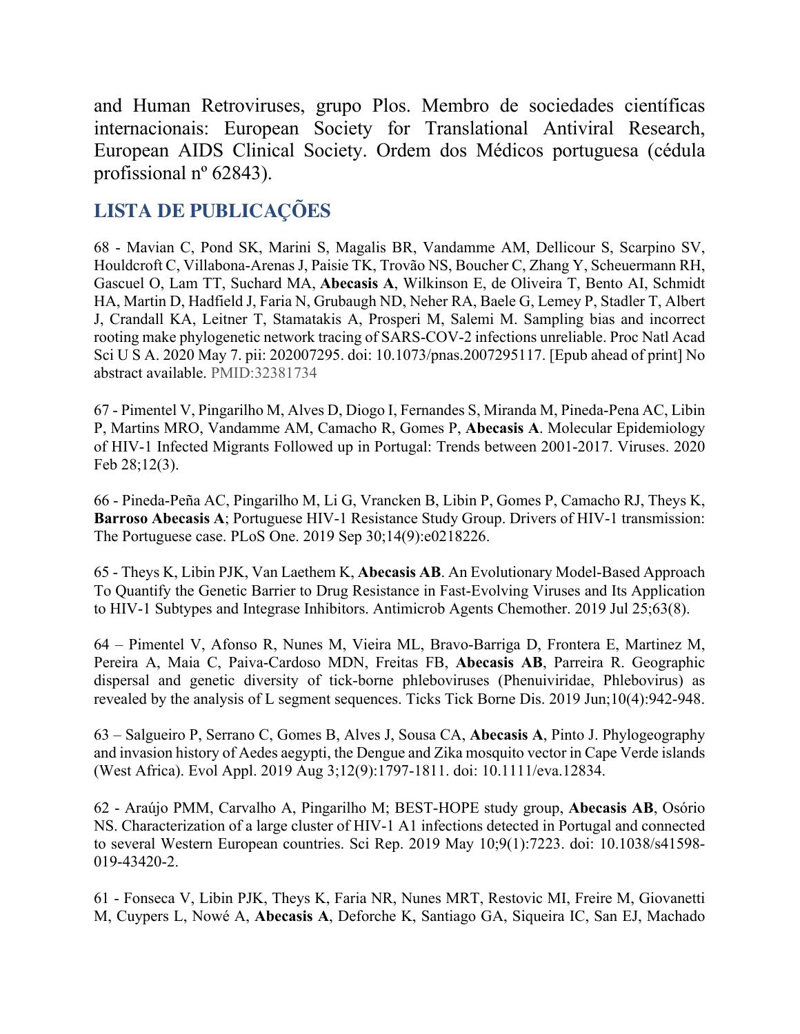and Human Retroviruses, grupo Plos. Membro de sociedades científicas internacionais: European Society for Translational Antiviral Research, European AIDS Clinical Society. Ordem dos Médicos portuguesa (cédula profissional nº 62843).

## LISTA DE PUBLICAÇÕES

68 - Mavian C, Pond SK, Marini S, Magalis BR, Vandamme AM, Dellicour S, Scarpino SV, Houldcroft C, Villabona-Arenas J, Paisie TK, Trovão NS, Boucher C, Zhang Y, Scheuermann RH, Gascuel O, Lam TT, Suchard MA, **Abecasis A**, Wilkinson E, de Oliveira T, Bento AI, Schmidt HA, Martin D, Hadfield J, Faria N, Grubaugh ND, Neher RA, Baele G, Lemey P, Stadler T, Albert J, Crandall KA, Leitner T, Stamatakis A, Prosperi M, Salemi M. Sampling bias and incorrect rooting make phylogenetic network tracing of SARS-COV-2 infections unreliable. Proc Natl Acad Sci U S A. 2020 May 7. pii: 202007295. doi: 10.1073/pnas.2007295117. [Epub ahead of print] No abstract available. PMID:32381734

67 - Pimentel V, Pingarilho M, Alves D, Diogo I, Fernandes S, Miranda M, Pineda-Pena AC, Libin P, Martins MRO, Vandamme AM, Camacho R, Gomes P, **Abecasis A**. Molecular Epidemiology of HIV-1 Infected Migrants Followed up in Portugal: Trends between 2001-2017. Viruses. 2020 Feb 28;12(3).

66 - Pineda-Peña AC, Pingarilho M, Li G, Vrancken B, Libin P, Gomes P, Camacho RJ, Theys K, **Barroso Abecasis A**; Portuguese HIV-1 Resistance Study Group. Drivers of HIV-1 transmission: The Portuguese case. PLoS One. 2019 Sep 30;14(9):e0218226.

65 - Theys K, Libin PJK, Van Laethem K, **Abecasis AB**. An Evolutionary Model-Based Approach To Quantify the Genetic Barrier to Drug Resistance in Fast-Evolving Viruses and Its Application to HIV-1 Subtypes and Integrase Inhibitors. Antimicrob Agents Chemother. 2019 Jul 25;63(8).

64 – Pimentel V, Afonso R, Nunes M, Vieira ML, Bravo-Barriga D, Frontera E, Martinez M, Pereira A, Maia C, Paiva-Cardoso MDN, Freitas FB, **Abecasis AB**, Parreira R. Geographic dispersal and genetic diversity of tick-borne phleboviruses (Phenuiviridae, Phlebovirus) as revealed by the analysis of L segment sequences. Ticks Tick Borne Dis. 2019 Jun;10(4):942-948.

63 – Salgueiro P, Serrano C, Gomes B, Alves J, Sousa CA, **Abecasis A**, Pinto J. Phylogeography and invasion history of Aedes aegypti, the Dengue and Zika mosquito vector in Cape Verde islands (West Africa). Evol Appl. 2019 Aug 3;12(9):1797-1811. doi: 10.1111/eva.12834.

62 - Araújo PMM, Carvalho A, Pingarilho M; BEST-HOPE study group, **Abecasis AB**, Osório NS. Characterization of a large cluster of HIV-1 A1 infections detected in Portugal and connected to several Western European countries. Sci Rep. 2019 May 10;9(1):7223. doi: 10.1038/s41598-019-43420-2.

61 - Fonseca V, Libin PJK, Theys K, Faria NR, Nunes MRT, Restovic MI, Freire M, Giovanetti M, Cuypers L, Nowé A, **Abecasis A**, Deforche K, Santiago GA, Siqueira IC, San EJ, Machado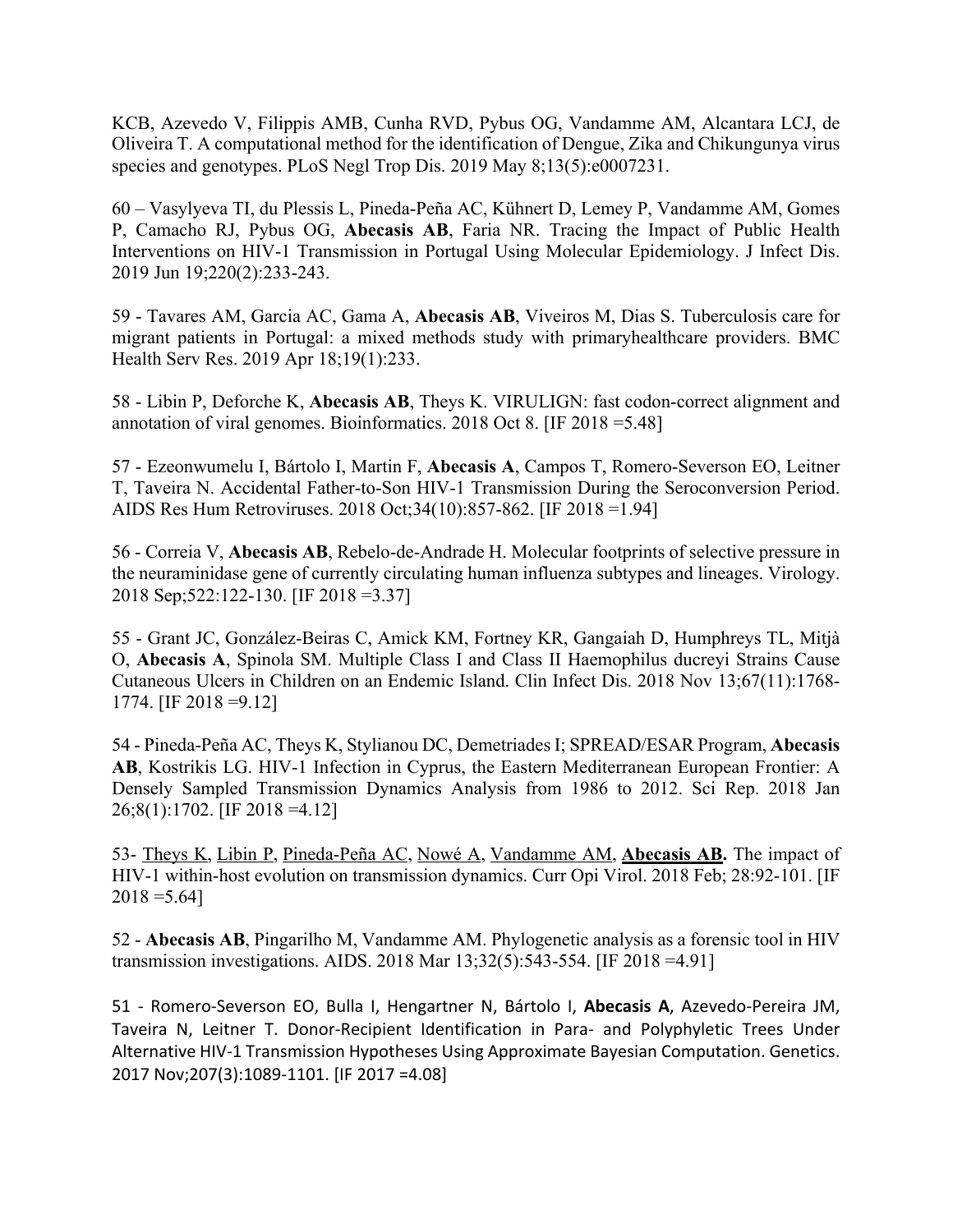KCB, Azevedo V, Filippis AMB, Cunha RVD, Pybus OG, Vandamme AM, Alcantara LCJ, de Oliveira T. A computational method for the identification of Dengue, Zika and Chikungunya virus species and genotypes. PLoS Negl Trop Dis. 2019 May 8;13(5):e0007231.

60 – Vasylyeva TI, du Plessis L, Pineda-Peña AC, Kühnert D, Lemey P, Vandamme AM, Gomes P, Camacho RJ, Pybus OG, **Abecasis AB**, Faria NR. Tracing the Impact of Public Health Interventions on HIV-1 Transmission in Portugal Using Molecular Epidemiology. J Infect Dis. 2019 Jun 19;220(2):233-243.

59 - Tavares AM, Garcia AC, Gama A, **Abecasis AB**, Viveiros M, Dias S. Tuberculosis care for migrant patients in Portugal: a mixed methods study with primaryhealthcare providers. BMC Health Serv Res. 2019 Apr 18;19(1):233.

58 - Libin P, Deforche K, **Abecasis AB**, Theys K. VIRULIGN: fast codon-correct alignment and annotation of viral genomes. Bioinformatics. 2018 Oct 8. [IF 2018 =5.48]

57 - Ezeonwumelu I, Bártolo I, Martin F, **Abecasis A**, Campos T, Romero-Severson EO, Leitner T, Taveira N. Accidental Father-to-Son HIV-1 Transmission During the Seroconversion Period. AIDS Res Hum Retroviruses. 2018 Oct;34(10):857-862. [IF 2018 =1.94]

56 - Correia V, **Abecasis AB**, Rebelo-de-Andrade H. Molecular footprints of selective pressure in the neuraminidase gene of currently circulating human influenza subtypes and lineages. Virology. 2018 Sep;522:122-130. [IF 2018 =3.37]

55 - Grant JC, González-Beiras C, Amick KM, Fortney KR, Gangaiah D, Humphreys TL, Mitjà O, **Abecasis A**, Spinola SM. Multiple Class I and Class II Haemophilus ducreyi Strains Cause Cutaneous Ulcers in Children on an Endemic Island. Clin Infect Dis. 2018 Nov 13;67(11):1768-1774. [IF 2018 =9.12]

54 - Pineda-Peña AC, Theys K, Stylianou DC, Demetriades I; SPREAD/ESAR Program, **Abecasis AB**, Kostrikis LG. HIV-1 Infection in Cyprus, the Eastern Mediterranean European Frontier: A Densely Sampled Transmission Dynamics Analysis from 1986 to 2012. Sci Rep. 2018 Jan 26;8(1):1702. [IF 2018 =4.12]

53- Theys K, Libin P, Pineda-Peña AC, Nowé A, Vandamme AM, **Abecasis AB.** The impact of HIV-1 within-host evolution on transmission dynamics. Curr Opi Virol. 2018 Feb; 28:92-101. [IF 2018 =5.64]

52 - **Abecasis AB**, Pingarilho M, Vandamme AM. Phylogenetic analysis as a forensic tool in HIV transmission investigations. AIDS. 2018 Mar 13;32(5):543-554. [IF 2018 =4.91]

51 - Romero-Severson EO, Bulla I, Hengartner N, Bártolo I, **Abecasis A**, Azevedo-Pereira JM, Taveira N, Leitner T. Donor-Recipient Identification in Para- and Polyphyletic Trees Under Alternative HIV-1 Transmission Hypotheses Using Approximate Bayesian Computation. Genetics. 2017 Nov;207(3):1089-1101. [IF 2017 =4.08]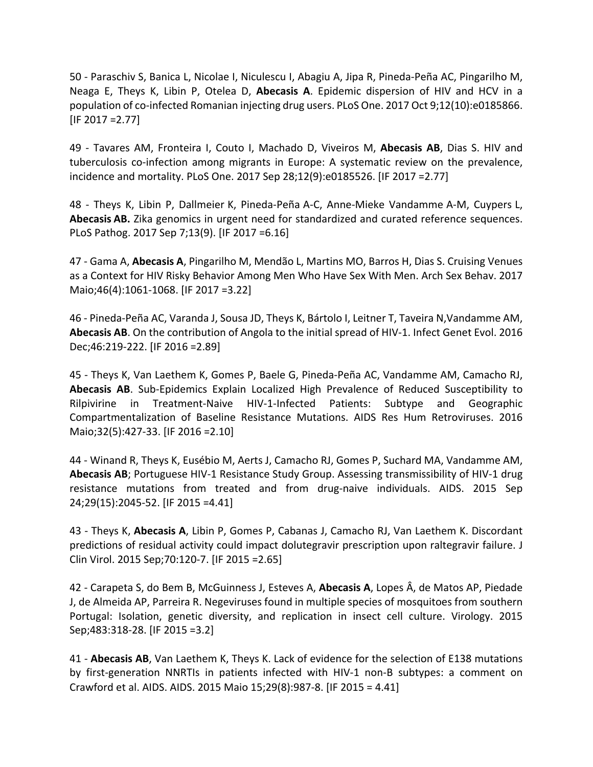50 - Paraschiv S, Banica L, Nicolae I, Niculescu I, Abagiu A, Jipa R, Pineda-Peña AC, Pingarilho M, Neaga E, Theys K, Libin P, Otelea D, **Abecasis A**. Epidemic dispersion of HIV and HCV in a population of co-infected Romanian injecting drug users. PLoS One. 2017 Oct 9;12(10):e0185866. [IF 2017 =2.77]

49 - Tavares AM, Fronteira I, Couto I, Machado D, Viveiros M, **Abecasis AB**, Dias S. HIV and tuberculosis co-infection among migrants in Europe: A systematic review on the prevalence, incidence and mortality. PLoS One. 2017 Sep 28;12(9):e0185526. [IF 2017 =2.77]

48 - Theys K, Libin P, Dallmeier K, Pineda-Peña A-C, Anne-Mieke Vandamme A-M, Cuypers L, **Abecasis AB.** Zika genomics in urgent need for standardized and curated reference sequences. PLoS Pathog. 2017 Sep 7;13(9). [IF 2017 =6.16]

47 - Gama A, **Abecasis A**, Pingarilho M, Mendão L, Martins MO, Barros H, Dias S. Cruising Venues as a Context for HIV Risky Behavior Among Men Who Have Sex With Men. Arch Sex Behav. 2017 Maio;46(4):1061-1068. [IF 2017 =3.22]

46 - Pineda-Peña AC, Varanda J, Sousa JD, Theys K, Bártolo I, Leitner T, Taveira N,Vandamme AM, **Abecasis AB**. On the contribution of Angola to the initial spread of HIV-1. Infect Genet Evol. 2016 Dec;46:219-222. [IF 2016 =2.89]

45 - Theys K, Van Laethem K, Gomes P, Baele G, Pineda-Peña AC, Vandamme AM, Camacho RJ, **Abecasis AB**. Sub-Epidemics Explain Localized High Prevalence of Reduced Susceptibility to Rilpivirine in Treatment-Naive HIV-1-Infected Patients: Subtype and Geographic Compartmentalization of Baseline Resistance Mutations. AIDS Res Hum Retroviruses. 2016 Maio;32(5):427-33. [IF 2016 =2.10]

44 - Winand R, Theys K, Eusébio M, Aerts J, Camacho RJ, Gomes P, Suchard MA, Vandamme AM, **Abecasis AB**; Portuguese HIV-1 Resistance Study Group. Assessing transmissibility of HIV-1 drug resistance mutations from treated and from drug-naive individuals. AIDS. 2015 Sep 24;29(15):2045-52. [IF 2015 =4.41]

43 - Theys K, **Abecasis A**, Libin P, Gomes P, Cabanas J, Camacho RJ, Van Laethem K. Discordant predictions of residual activity could impact dolutegravir prescription upon raltegravir failure. J Clin Virol. 2015 Sep;70:120-7. [IF 2015 =2.65]

42 - Carapeta S, do Bem B, McGuinness J, Esteves A, **Abecasis A**, Lopes Â, de Matos AP, Piedade J, de Almeida AP, Parreira R. Negeviruses found in multiple species of mosquitoes from southern Portugal: Isolation, genetic diversity, and replication in insect cell culture. Virology. 2015 Sep;483:318-28. [IF 2015 =3.2]

41 - **Abecasis AB**, Van Laethem K, Theys K. Lack of evidence for the selection of E138 mutations by first-generation NNRTIs in patients infected with HIV-1 non-B subtypes: a comment on Crawford et al. AIDS. AIDS. 2015 Maio 15;29(8):987-8. [IF 2015 = 4.41]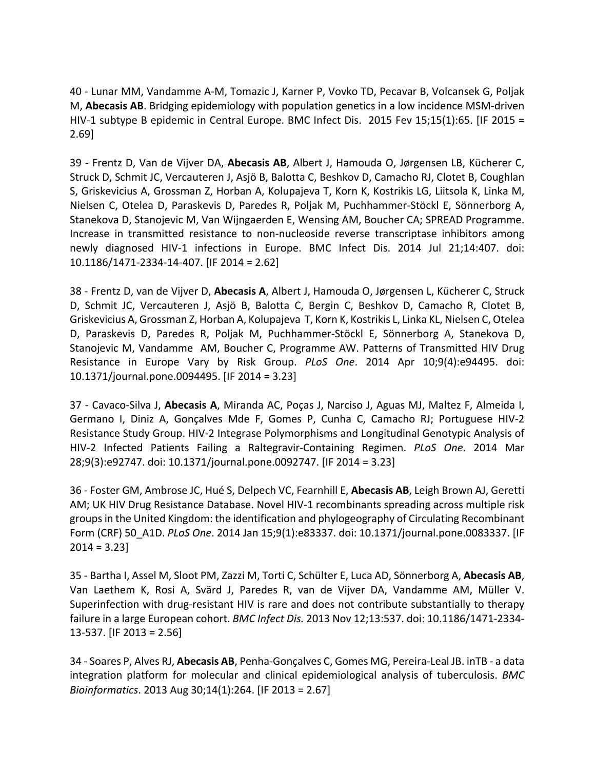40 - Lunar MM, Vandamme A-M, Tomazic J, Karner P, Vovko TD, Pecavar B, Volcansek G, Poljak M, **Abecasis AB**. Bridging epidemiology with population genetics in a low incidence MSM-driven HIV-1 subtype B epidemic in Central Europe. BMC Infect Dis. 2015 Fev 15;15(1):65. [IF 2015 = 2.69]

39 - Frentz D, Van de Vijver DA, **Abecasis AB**, Albert J, Hamouda O, Jørgensen LB, Kücherer C, Struck D, Schmit JC, Vercauteren J, Asjö B, Balotta C, Beshkov D, Camacho RJ, Clotet B, Coughlan S, Griskevicius A, Grossman Z, Horban A, Kolupajeva T, Korn K, Kostrikis LG, Liitsola K, Linka M, Nielsen C, Otelea D, Paraskevis D, Paredes R, Poljak M, Puchhammer-Stöckl E, Sönnerborg A, Stanekova D, Stanojevic M, Van Wijngaerden E, Wensing AM, Boucher CA; SPREAD Programme. Increase in transmitted resistance to non-nucleoside reverse transcriptase inhibitors among newly diagnosed HIV-1 infections in Europe. BMC Infect Dis. 2014 Jul 21;14:407. doi: 10.1186/1471-2334-14-407. [IF 2014 = 2.62]

38 - Frentz D, van de Vijver D, **Abecasis A**, Albert J, Hamouda O, Jørgensen L, Kücherer C, Struck D, Schmit JC, Vercauteren J, Asjö B, Balotta C, Bergin C, Beshkov D, Camacho R, Clotet B, Griskevicius A, Grossman Z, Horban A, Kolupajeva T, Korn K, Kostrikis L, Linka KL, Nielsen C, Otelea D, Paraskevis D, Paredes R, Poljak M, Puchhammer-Stöckl E, Sönnerborg A, Stanekova D, Stanojevic M, Vandamme AM, Boucher C, Programme AW. Patterns of Transmitted HIV Drug Resistance in Europe Vary by Risk Group. *PLoS One*. 2014 Apr 10;9(4):e94495. doi: 10.1371/journal.pone.0094495. [IF 2014 = 3.23]

37 - Cavaco-Silva J, **Abecasis A**, Miranda AC, Poças J, Narciso J, Aguas MJ, Maltez F, Almeida I, Germano I, Diniz A, Gonçalves Mde F, Gomes P, Cunha C, Camacho RJ; Portuguese HIV-2 Resistance Study Group. HIV-2 Integrase Polymorphisms and Longitudinal Genotypic Analysis of HIV-2 Infected Patients Failing a Raltegravir-Containing Regimen. *PLoS One*. 2014 Mar 28;9(3):e92747. doi: 10.1371/journal.pone.0092747. [IF 2014 = 3.23]

36 - Foster GM, Ambrose JC, Hué S, Delpech VC, Fearnhill E, **Abecasis AB**, Leigh Brown AJ, Geretti AM; UK HIV Drug Resistance Database. Novel HIV-1 recombinants spreading across multiple risk groups in the United Kingdom: the identification and phylogeography of Circulating Recombinant Form (CRF) 50_A1D. *PLoS One*. 2014 Jan 15;9(1):e83337. doi: 10.1371/journal.pone.0083337. [IF 2014 = 3.23]

35 - Bartha I, Assel M, Sloot PM, Zazzi M, Torti C, Schülter E, Luca AD, Sönnerborg A, **Abecasis AB**, Van Laethem K, Rosi A, Svärd J, Paredes R, van de Vijver DA, Vandamme AM, Müller V. Superinfection with drug-resistant HIV is rare and does not contribute substantially to therapy failure in a large European cohort. *BMC Infect Dis.* 2013 Nov 12;13:537. doi: 10.1186/1471-2334-13-537. [IF 2013 = 2.56]

34 - Soares P, Alves RJ, **Abecasis AB**, Penha-Gonçalves C, Gomes MG, Pereira-Leal JB. inTB - a data integration platform for molecular and clinical epidemiological analysis of tuberculosis. *BMC Bioinformatics*. 2013 Aug 30;14(1):264. [IF 2013 = 2.67]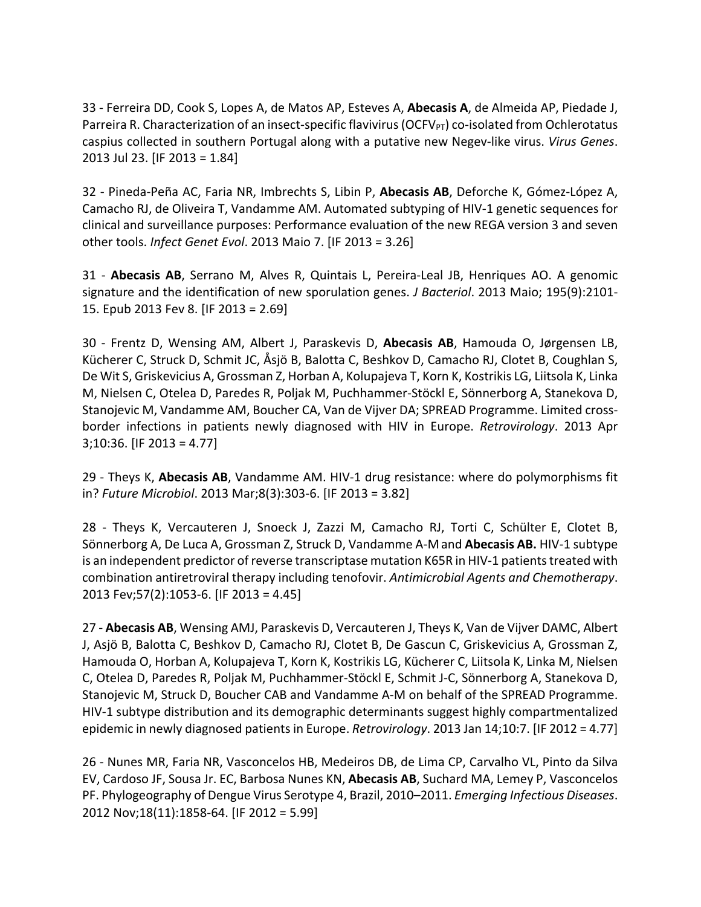33 - Ferreira DD, Cook S, Lopes A, de Matos AP, Esteves A, **Abecasis A**, de Almeida AP, Piedade J, Parreira R. Characterization of an insect-specific flavivirus ($OCFV_{PT}$) co-isolated from Ochlerotatus caspius collected in southern Portugal along with a putative new Negev-like virus. *Virus Genes*. 2013 Jul 23. [IF 2013 = 1.84]

32 - Pineda-Peña AC, Faria NR, Imbrechts S, Libin P, **Abecasis AB**, Deforche K, Gómez-López A, Camacho RJ, de Oliveira T, Vandamme AM. Automated subtyping of HIV-1 genetic sequences for clinical and surveillance purposes: Performance evaluation of the new REGA version 3 and seven other tools. *Infect Genet Evol*. 2013 Maio 7. [IF 2013 = 3.26]

31 - **Abecasis AB**, Serrano M, Alves R, Quintais L, Pereira-Leal JB, Henriques AO. A genomic signature and the identification of new sporulation genes. *J Bacteriol*. 2013 Maio; 195(9):2101-15. Epub 2013 Fev 8. [IF 2013 = 2.69]

30 - Frentz D, Wensing AM, Albert J, Paraskevis D, **Abecasis AB**, Hamouda O, Jørgensen LB, Kücherer C, Struck D, Schmit JC, Åsjö B, Balotta C, Beshkov D, Camacho RJ, Clotet B, Coughlan S, De Wit S, Griskevicius A, Grossman Z, Horban A, Kolupajeva T, Korn K, Kostrikis LG, Liitsola K, Linka M, Nielsen C, Otelea D, Paredes R, Poljak M, Puchhammer-Stöckl E, Sönnerborg A, Stanekova D, Stanojevic M, Vandamme AM, Boucher CA, Van de Vijver DA; SPREAD Programme. Limited cross-border infections in patients newly diagnosed with HIV in Europe. *Retrovirology*. 2013 Apr 3;10:36. [IF 2013 = 4.77]

29 - Theys K, **Abecasis AB**, Vandamme AM. HIV-1 drug resistance: where do polymorphisms fit in? *Future Microbiol*. 2013 Mar;8(3):303-6. [IF 2013 = 3.82]

28 - Theys K, Vercauteren J, Snoeck J, Zazzi M, Camacho RJ, Torti C, Schülter E, Clotet B, Sönnerborg A, De Luca A, Grossman Z, Struck D, Vandamme A-M and **Abecasis AB.** HIV-1 subtype is an independent predictor of reverse transcriptase mutation K65R in HIV-1 patients treated with combination antiretroviral therapy including tenofovir. *Antimicrobial Agents and Chemotherapy*. 2013 Fev;57(2):1053-6. [IF 2013 = 4.45]

27 - **Abecasis AB**, Wensing AMJ, Paraskevis D, Vercauteren J, Theys K, Van de Vijver DAMC, Albert J, Asjö B, Balotta C, Beshkov D, Camacho RJ, Clotet B, De Gascun C, Griskevicius A, Grossman Z, Hamouda O, Horban A, Kolupajeva T, Korn K, Kostrikis LG, Kücherer C, Liitsola K, Linka M, Nielsen C, Otelea D, Paredes R, Poljak M, Puchhammer-Stöckl E, Schmit J-C, Sönnerborg A, Stanekova D, Stanojevic M, Struck D, Boucher CAB and Vandamme A-M on behalf of the SPREAD Programme. HIV-1 subtype distribution and its demographic determinants suggest highly compartmentalized epidemic in newly diagnosed patients in Europe. *Retrovirology*. 2013 Jan 14;10:7. [IF 2012 = 4.77]

26 - Nunes MR, Faria NR, Vasconcelos HB, Medeiros DB, de Lima CP, Carvalho VL, Pinto da Silva EV, Cardoso JF, Sousa Jr. EC, Barbosa Nunes KN, **Abecasis AB**, Suchard MA, Lemey P, Vasconcelos PF. Phylogeography of Dengue Virus Serotype 4, Brazil, 2010–2011. *Emerging Infectious Diseases*. 2012 Nov;18(11):1858-64. [IF 2012 = 5.99]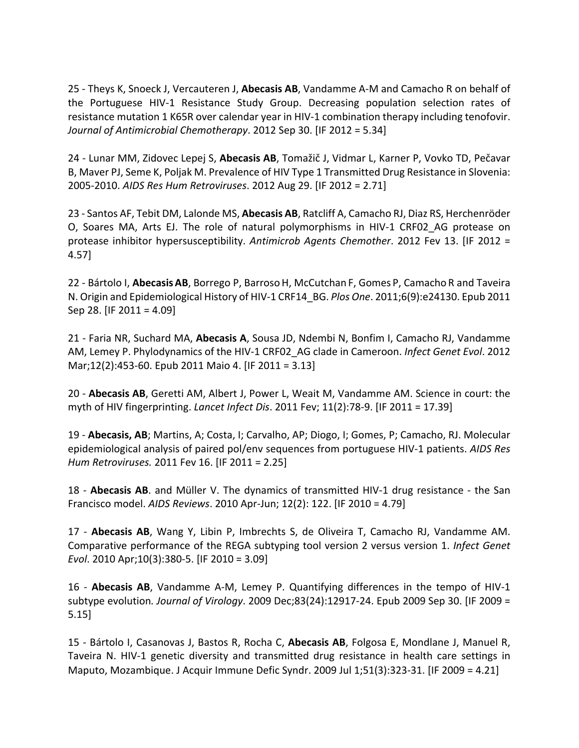25 - Theys K, Snoeck J, Vercauteren J, **Abecasis AB**, Vandamme A-M and Camacho R on behalf of the Portuguese HIV-1 Resistance Study Group. Decreasing population selection rates of resistance mutation 1 K65R over calendar year in HIV-1 combination therapy including tenofovir. *Journal of Antimicrobial Chemotherapy*. 2012 Sep 30. [IF 2012 = 5.34]

24 - Lunar MM, Zidovec Lepej S, **Abecasis AB**, Tomažič J, Vidmar L, Karner P, Vovko TD, Pečavar B, Maver PJ, Seme K, Poljak M. Prevalence of HIV Type 1 Transmitted Drug Resistance in Slovenia: 2005-2010. *AIDS Res Hum Retroviruses*. 2012 Aug 29. [IF 2012 = 2.71]

23 - Santos AF, Tebit DM, Lalonde MS, **Abecasis AB**, Ratcliff A, Camacho RJ, Diaz RS, Herchenröder O, Soares MA, Arts EJ. The role of natural polymorphisms in HIV-1 CRF02_AG protease on protease inhibitor hypersusceptibility. *Antimicrob Agents Chemother*. 2012 Fev 13. [IF 2012 = 4.57]

22 - Bártolo I, **Abecasis AB**, Borrego P, Barroso H, McCutchan F, Gomes P, Camacho R and Taveira N. Origin and Epidemiological History of HIV-1 CRF14_BG. *Plos One*. 2011;6(9):e24130. Epub 2011 Sep 28. [IF 2011 = 4.09]

21 - Faria NR, Suchard MA, **Abecasis A**, Sousa JD, Ndembi N, Bonfim I, Camacho RJ, Vandamme AM, Lemey P. Phylodynamics of the HIV-1 CRF02_AG clade in Cameroon. *Infect Genet Evol*. 2012 Mar;12(2):453-60. Epub 2011 Maio 4. [IF 2011 = 3.13]

20 - **Abecasis AB**, Geretti AM, Albert J, Power L, Weait M, Vandamme AM. Science in court: the myth of HIV fingerprinting. *Lancet Infect Dis*. 2011 Fev; 11(2):78-9. [IF 2011 = 17.39]

19 - **Abecasis, AB**; Martins, A; Costa, I; Carvalho, AP; Diogo, I; Gomes, P; Camacho, RJ. Molecular epidemiological analysis of paired pol/env sequences from portuguese HIV-1 patients. *AIDS Res Hum Retroviruses.* 2011 Fev 16. [IF 2011 = 2.25]

18 - **Abecasis AB**. and Müller V. The dynamics of transmitted HIV-1 drug resistance - the San Francisco model. *AIDS Reviews*. 2010 Apr-Jun; 12(2): 122. [IF 2010 = 4.79]

17 - **Abecasis AB**, Wang Y, Libin P, Imbrechts S, de Oliveira T, Camacho RJ, Vandamme AM. Comparative performance of the REGA subtyping tool version 2 versus version 1. *Infect Genet Evol*. 2010 Apr;10(3):380-5. [IF 2010 = 3.09]

16 - **Abecasis AB**, Vandamme A-M, Lemey P. Quantifying differences in the tempo of HIV-1 subtype evolution. *Journal of Virology*. 2009 Dec;83(24):12917-24. Epub 2009 Sep 30. [IF 2009 = 5.15]

15 - Bártolo I, Casanovas J, Bastos R, Rocha C, **Abecasis AB**, Folgosa E, Mondlane J, Manuel R, Taveira N. HIV-1 genetic diversity and transmitted drug resistance in health care settings in Maputo, Mozambique. J Acquir Immune Defic Syndr. 2009 Jul 1;51(3):323-31. [IF 2009 = 4.21]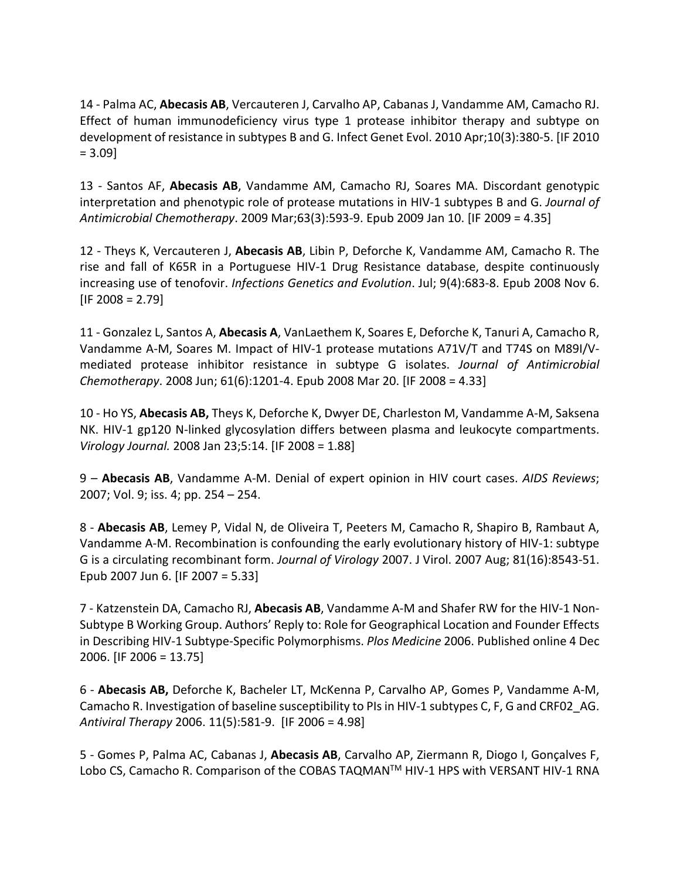14 - Palma AC, **Abecasis AB**, Vercauteren J, Carvalho AP, Cabanas J, Vandamme AM, Camacho RJ. Effect of human immunodeficiency virus type 1 protease inhibitor therapy and subtype on development of resistance in subtypes B and G. Infect Genet Evol. 2010 Apr;10(3):380-5. [IF 2010 = 3.09]

13 - Santos AF, **Abecasis AB**, Vandamme AM, Camacho RJ, Soares MA. Discordant genotypic interpretation and phenotypic role of protease mutations in HIV-1 subtypes B and G. *Journal of Antimicrobial Chemotherapy*. 2009 Mar;63(3):593-9. Epub 2009 Jan 10. [IF 2009 = 4.35]

12 - Theys K, Vercauteren J, **Abecasis AB**, Libin P, Deforche K, Vandamme AM, Camacho R. The rise and fall of K65R in a Portuguese HIV-1 Drug Resistance database, despite continuously increasing use of tenofovir. *Infections Genetics and Evolution*. Jul; 9(4):683-8. Epub 2008 Nov 6. [IF 2008 = 2.79]

11 - Gonzalez L, Santos A, **Abecasis A**, VanLaethem K, Soares E, Deforche K, Tanuri A, Camacho R, Vandamme A-M, Soares M. Impact of HIV-1 protease mutations A71V/T and T74S on M89I/V-mediated protease inhibitor resistance in subtype G isolates. *Journal of Antimicrobial Chemotherapy*. 2008 Jun; 61(6):1201-4. Epub 2008 Mar 20. [IF 2008 = 4.33]

10 - Ho YS, **Abecasis AB,** Theys K, Deforche K, Dwyer DE, Charleston M, Vandamme A-M, Saksena NK. HIV-1 gp120 N-linked glycosylation differs between plasma and leukocyte compartments. *Virology Journal.* 2008 Jan 23;5:14. [IF 2008 = 1.88]

9 – **Abecasis AB**, Vandamme A-M. Denial of expert opinion in HIV court cases. *AIDS Reviews*; 2007; Vol. 9; iss. 4; pp. 254 – 254.

8 - **Abecasis AB**, Lemey P, Vidal N, de Oliveira T, Peeters M, Camacho R, Shapiro B, Rambaut A, Vandamme A-M. Recombination is confounding the early evolutionary history of HIV-1: subtype G is a circulating recombinant form. *Journal of Virology* 2007. J Virol. 2007 Aug; 81(16):8543-51. Epub 2007 Jun 6. [IF 2007 = 5.33]

7 - Katzenstein DA, Camacho RJ, **Abecasis AB**, Vandamme A-M and Shafer RW for the HIV-1 Non-Subtype B Working Group. Authors' Reply to: Role for Geographical Location and Founder Effects in Describing HIV-1 Subtype-Specific Polymorphisms. *Plos Medicine* 2006. Published online 4 Dec 2006. [IF 2006 = 13.75]

6 - **Abecasis AB,** Deforche K, Bacheler LT, McKenna P, Carvalho AP, Gomes P, Vandamme A-M, Camacho R. Investigation of baseline susceptibility to PIs in HIV-1 subtypes C, F, G and CRF02_AG. *Antiviral Therapy* 2006. 11(5):581-9. [IF 2006 = 4.98]

5 - Gomes P, Palma AC, Cabanas J, **Abecasis AB**, Carvalho AP, Ziermann R, Diogo I, Gonçalves F, Lobo CS, Camacho R. Comparison of the COBAS TAQMAN™ HIV-1 HPS with VERSANT HIV-1 RNA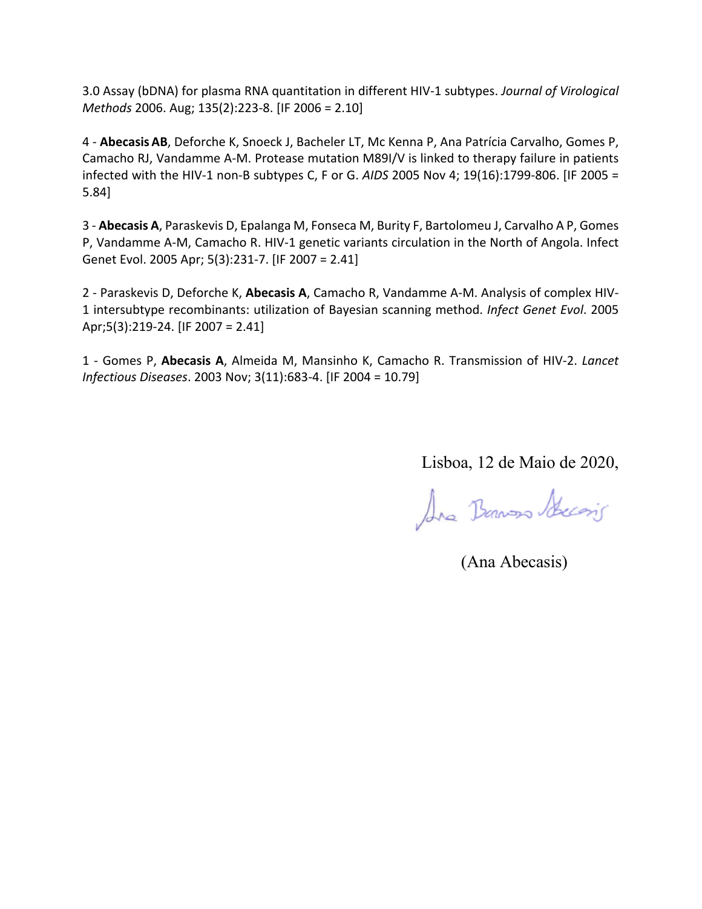3.0 Assay (bDNA) for plasma RNA quantitation in different HIV-1 subtypes. *Journal of Virological Methods* 2006. Aug; 135(2):223-8. [IF 2006 = 2.10]

4 - **Abecasis AB**, Deforche K, Snoeck J, Bacheler LT, Mc Kenna P, Ana Patrícia Carvalho, Gomes P, Camacho RJ, Vandamme A-M. Protease mutation M89I/V is linked to therapy failure in patients infected with the HIV-1 non-B subtypes C, F or G. *AIDS* 2005 Nov 4; 19(16):1799-806. [IF 2005 = 5.84]

3 - **Abecasis A**, Paraskevis D, Epalanga M, Fonseca M, Burity F, Bartolomeu J, Carvalho A P, Gomes P, Vandamme A-M, Camacho R. HIV-1 genetic variants circulation in the North of Angola. Infect Genet Evol. 2005 Apr; 5(3):231-7. [IF 2007 = 2.41]

2 - Paraskevis D, Deforche K, **Abecasis A**, Camacho R, Vandamme A-M. Analysis of complex HIV-1 intersubtype recombinants: utilization of Bayesian scanning method. *Infect Genet Evol*. 2005 Apr;5(3):219-24. [IF 2007 = 2.41]

1 - Gomes P, **Abecasis A**, Almeida M, Mansinho K, Camacho R. Transmission of HIV-2. *Lancet Infectious Diseases*. 2003 Nov; 3(11):683-4. [IF 2004 = 10.79]

Lisboa, 12 de Maio de 2020,

Ana Barroso Abecasis

(Ana Abecasis)